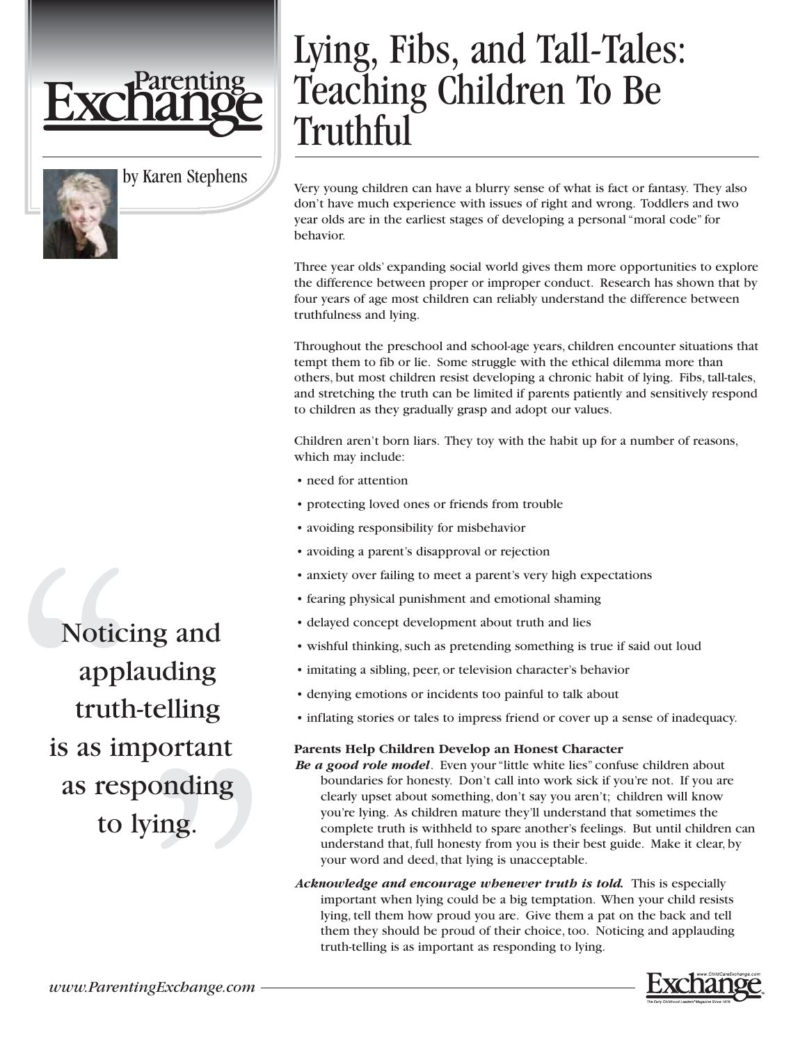# Lying, Fibs, and Tall-Tales: Teaching Children To Be Truthful

by Karen Stephens

Very young children can have a blurry sense of what is fact or fantasy. They also don't have much experience with issues of right and wrong. Toddlers and two year olds are in the earliest stages of developing a personal "moral code" for behavior.

Three year olds' expanding social world gives them more opportunities to explore the difference between proper or improper conduct. Research has shown that by four years of age most children can reliably understand the difference between truthfulness and lying.

Throughout the preschool and school-age years, children encounter situations that tempt them to fib or lie. Some struggle with the ethical dilemma more than others, but most children resist developing a chronic habit of lying. Fibs, tall-tales, and stretching the truth can be limited if parents patiently and sensitively respond to children as they gradually grasp and adopt our values.

Children aren't born liars. They toy with the habit up for a number of reasons, which may include:

- need for attention
- protecting loved ones or friends from trouble
- avoiding responsibility for misbehavior
- avoiding a parent's disapproval or rejection
- anxiety over failing to meet a parent's very high expectations
- fearing physical punishment and emotional shaming
- delayed concept development about truth and lies
- wishful thinking, such as pretending something is true if said out loud
- imitating a sibling, peer, or television character's behavior
- denying emotions or incidents too painful to talk about
- inflating stories or tales to impress friend or cover up a sense of inadequacy.

> Noticing and applauding truth-telling is as important as responding to lying.

**Parents Help Children Develop an Honest Character**

***Be a good role model***. Even your "little white lies" confuse children about boundaries for honesty. Don't call into work sick if you're not. If you are clearly upset about something, don't say you aren't; children will know you're lying. As children mature they'll understand that sometimes the complete truth is withheld to spare another's feelings. But until children can understand that, full honesty from you is their best guide. Make it clear, by your word and deed, that lying is unacceptable.

***Acknowledge and encourage whenever truth is told.*** This is especially important when lying could be a big temptation. When your child resists lying, tell them how proud you are. Give them a pat on the back and tell them they should be proud of their choice, too. Noticing and applauding truth-telling is as important as responding to lying.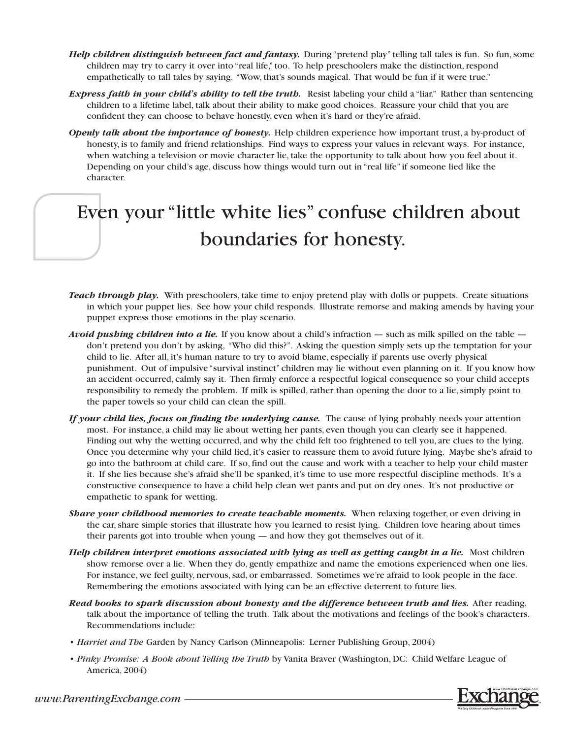***Help children distinguish between fact and fantasy.*** During "pretend play" telling tall tales is fun. So fun, some children may try to carry it over into "real life," too. To help preschoolers make the distinction, respond empathetically to tall tales by saying, "Wow, that's sounds magical. That would be fun if it were true."

***Express faith in your child's ability to tell the truth.*** Resist labeling your child a "liar." Rather than sentencing children to a lifetime label, talk about their ability to make good choices. Reassure your child that you are confident they can choose to behave honestly, even when it's hard or they're afraid.

***Openly talk about the importance of honesty.*** Help children experience how important trust, a by-product of honesty, is to family and friend relationships. Find ways to express your values in relevant ways. For instance, when watching a television or movie character lie, take the opportunity to talk about how you feel about it. Depending on your child's age, discuss how things would turn out in "real life" if someone lied like the character.

> Even your "little white lies" confuse children about boundaries for honesty.

***Teach through play.*** With preschoolers, take time to enjoy pretend play with dolls or puppets. Create situations in which your puppet lies. See how your child responds. Illustrate remorse and making amends by having your puppet express those emotions in the play scenario.

***Avoid pushing children into a lie.*** If you know about a child's infraction — such as milk spilled on the table — don't pretend you don't by asking, "Who did this?". Asking the question simply sets up the temptation for your child to lie. After all, it's human nature to try to avoid blame, especially if parents use overly physical punishment. Out of impulsive "survival instinct" children may lie without even planning on it. If you know how an accident occurred, calmly say it. Then firmly enforce a respectful logical consequence so your child accepts responsibility to remedy the problem. If milk is spilled, rather than opening the door to a lie, simply point to the paper towels so your child can clean the spill.

***If your child lies, focus on finding the underlying cause.*** The cause of lying probably needs your attention most. For instance, a child may lie about wetting her pants, even though you can clearly see it happened. Finding out why the wetting occurred, and why the child felt too frightened to tell you, are clues to the lying. Once you determine why your child lied, it's easier to reassure them to avoid future lying. Maybe she's afraid to go into the bathroom at child care. If so, find out the cause and work with a teacher to help your child master it. If she lies because she's afraid she'll be spanked, it's time to use more respectful discipline methods. It's a constructive consequence to have a child help clean wet pants and put on dry ones. It's not productive or empathetic to spank for wetting.

***Share your childhood memories to create teachable moments.*** When relaxing together, or even driving in the car, share simple stories that illustrate how you learned to resist lying. Children love hearing about times their parents got into trouble when young — and how they got themselves out of it.

***Help children interpret emotions associated with lying as well as getting caught in a lie.*** Most children show remorse over a lie. When they do, gently empathize and name the emotions experienced when one lies. For instance, we feel guilty, nervous, sad, or embarrassed. Sometimes we're afraid to look people in the face. Remembering the emotions associated with lying can be an effective deterrent to future lies.

***Read books to spark discussion about honesty and the difference between truth and lies.*** After reading, talk about the importance of telling the truth. Talk about the motivations and feelings of the book's characters. Recommendations include:

- *Harriet and The* Garden by Nancy Carlson (Minneapolis: Lerner Publishing Group, 2004)
- *Pinky Promise: A Book about Telling the Truth* by Vanita Braver (Washington, DC: Child Welfare League of America, 2004)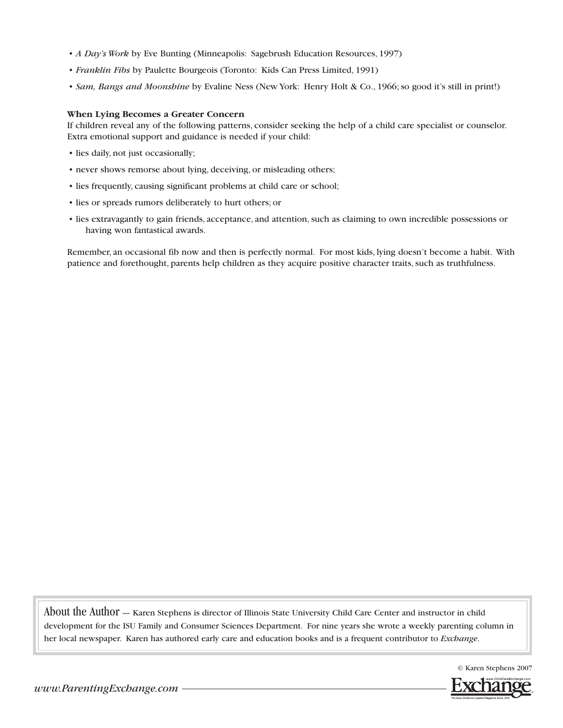- *A Day's Work* by Eve Bunting (Minneapolis: Sagebrush Education Resources, 1997)
- *Franklin Fibs* by Paulette Bourgeois (Toronto: Kids Can Press Limited, 1991)
- *Sam, Bangs and Moonshine* by Evaline Ness (New York: Henry Holt & Co., 1966; so good it's still in print!)

**When Lying Becomes a Greater Concern**

If children reveal any of the following patterns, consider seeking the help of a child care specialist or counselor. Extra emotional support and guidance is needed if your child:

- lies daily, not just occasionally;
- never shows remorse about lying, deceiving, or misleading others;
- lies frequently, causing significant problems at child care or school;
- lies or spreads rumors deliberately to hurt others; or
- lies extravagantly to gain friends, acceptance, and attention, such as claiming to own incredible possessions or having won fantastical awards.

Remember, an occasional fib now and then is perfectly normal. For most kids, lying doesn't become a habit. With patience and forethought, parents help children as they acquire positive character traits, such as truthfulness.

About the Author — Karen Stephens is director of Illinois State University Child Care Center and instructor in child development for the ISU Family and Consumer Sciences Department. For nine years she wrote a weekly parenting column in her local newspaper. Karen has authored early care and education books and is a frequent contributor to *Exchange*.

© Karen Stephens 2007

*www.ParentingExchange.com*